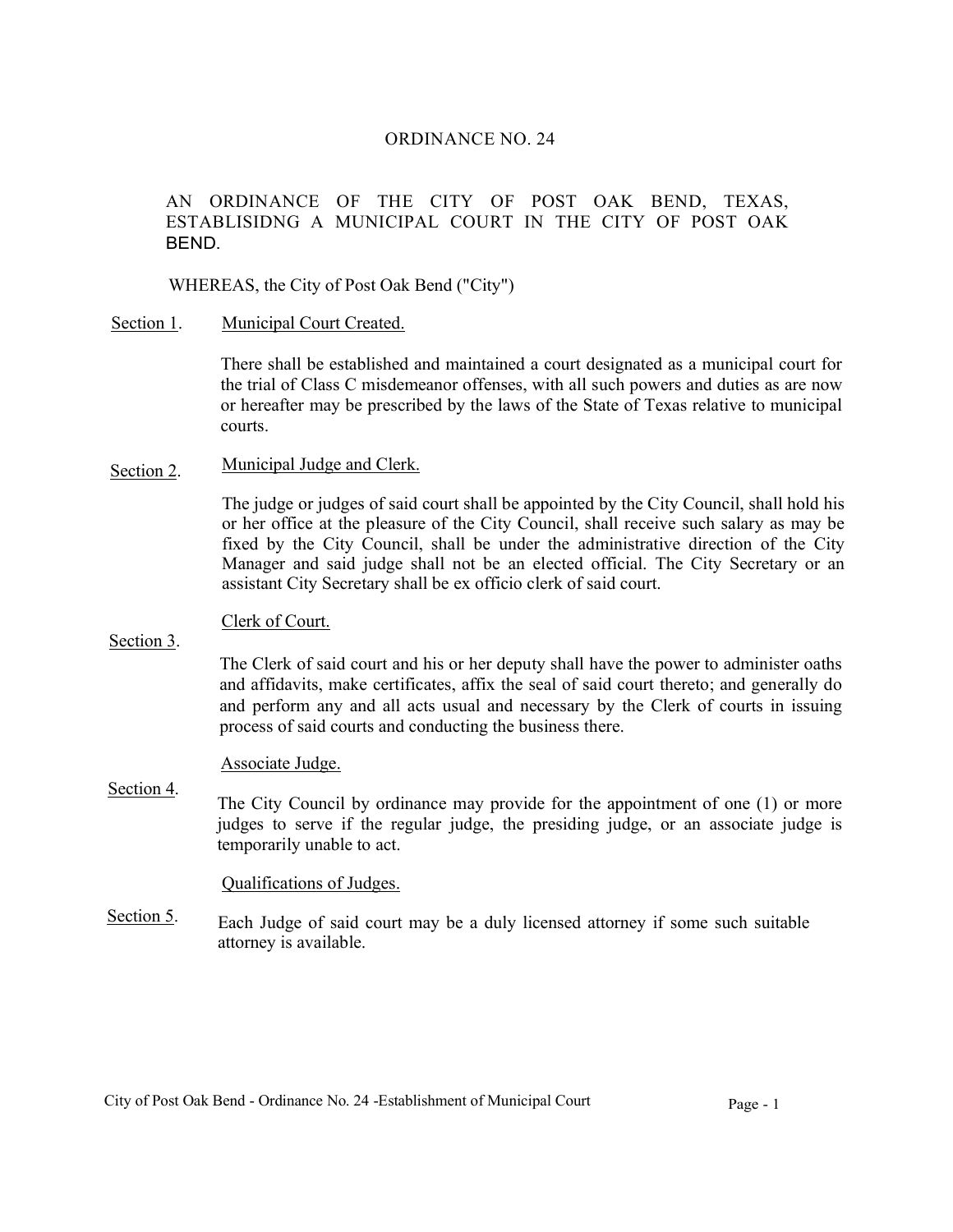# ORDINANCE NO. 24

AN ORDINANCE OF THE CITY OF POST OAK BEND, TEXAS, ESTABLISIDNG A MUNICIPAL COURT IN THE CITY OF POST OAK BEND.

WHEREAS, the City of Post Oak Bend ("City")

Section 1. Municipal Court Created.

There shall be established and maintained a court designated as a municipal court for the trial of Class C misdemeanor offenses, with all such powers and duties as are now or hereafter may be prescribed by the laws of the State of Texas relative to municipal courts.

Section 2. Municipal Judge and Clerk.

The judge or judges of said court shall be appointed by the City Council, shall hold his or her office at the pleasure of the City Council, shall receive such salary as may be fixed by the City Council, shall be under the administrative direction of the City Manager and said judge shall not be an elected official. The City Secretary or an assistant City Secretary shall be ex officio clerk of said court.

Section 3. Clerk of Court.

The Clerk of said court and his or her deputy shall have the power to administer oaths and affidavits, make certificates, affix the seal of said court thereto; and generally do and perform any and all acts usual and necessary by the Clerk of courts in issuing process of said courts and conducting the business there.

Section 4. Associate Judge.

The City Council by ordinance may provide for the appointment of one (1) or more judges to serve if the regular judge, the presiding judge, or an associate judge is temporarily unable to act.

Section 5. Qualifications of Judges.

Each Judge of said court may be a duly licensed attorney if some such suitable attorney is available.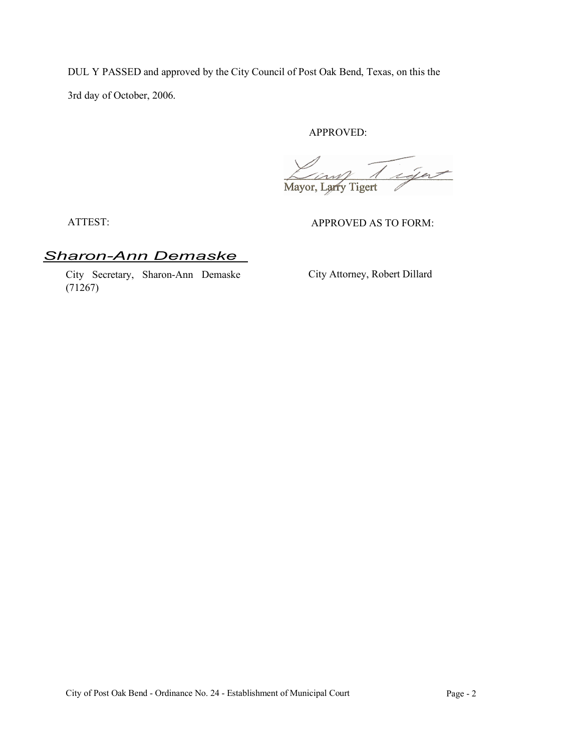DUL Y PASSED and approved by the City Council of Post Oak Bend, Texas, on this the 3rd day of October, 2006.

APPROVED:

Mayor, Larry Tigert

ATTEST:

*Sharon-Ann Demaske*

City Secretary, Sharon-Ann Demaske (71267)

APPROVED AS TO FORM:

City Attorney, Robert Dillard